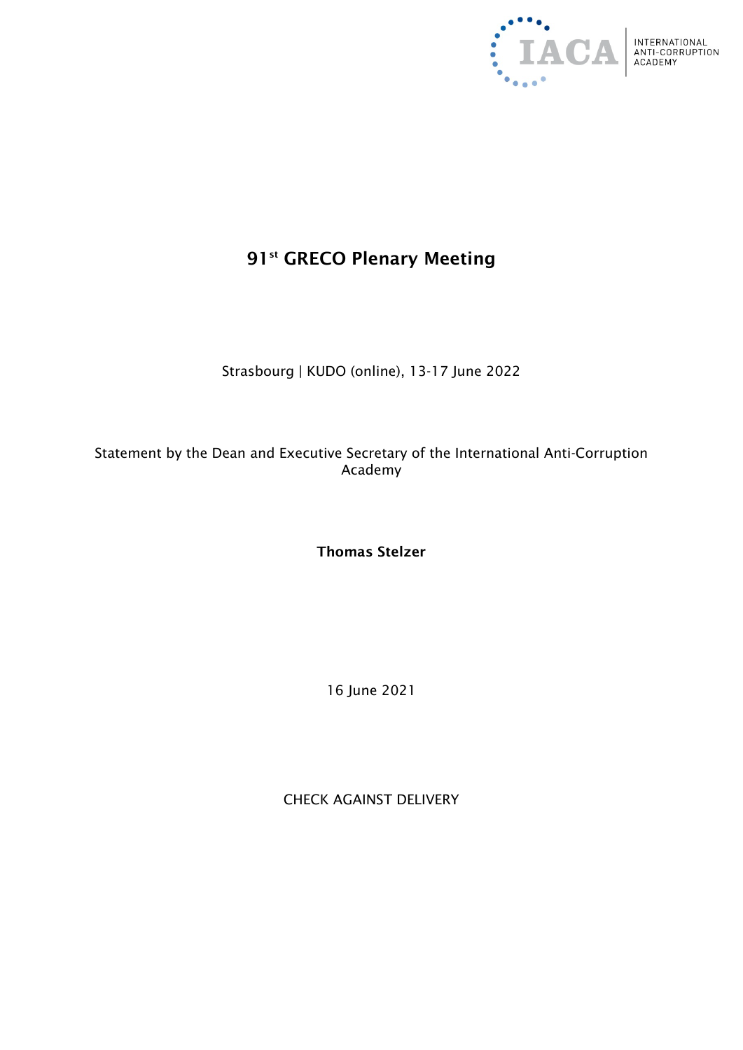# 91st GRECO Plenary Meeting

Strasbourg | KUDO (online), 13-17 June 2022

Statement by the Dean and Executive Secretary of the International Anti-Corruption Academy

**Thomas Stelzer**

16 June 2021

CHECK AGAINST DELIVERY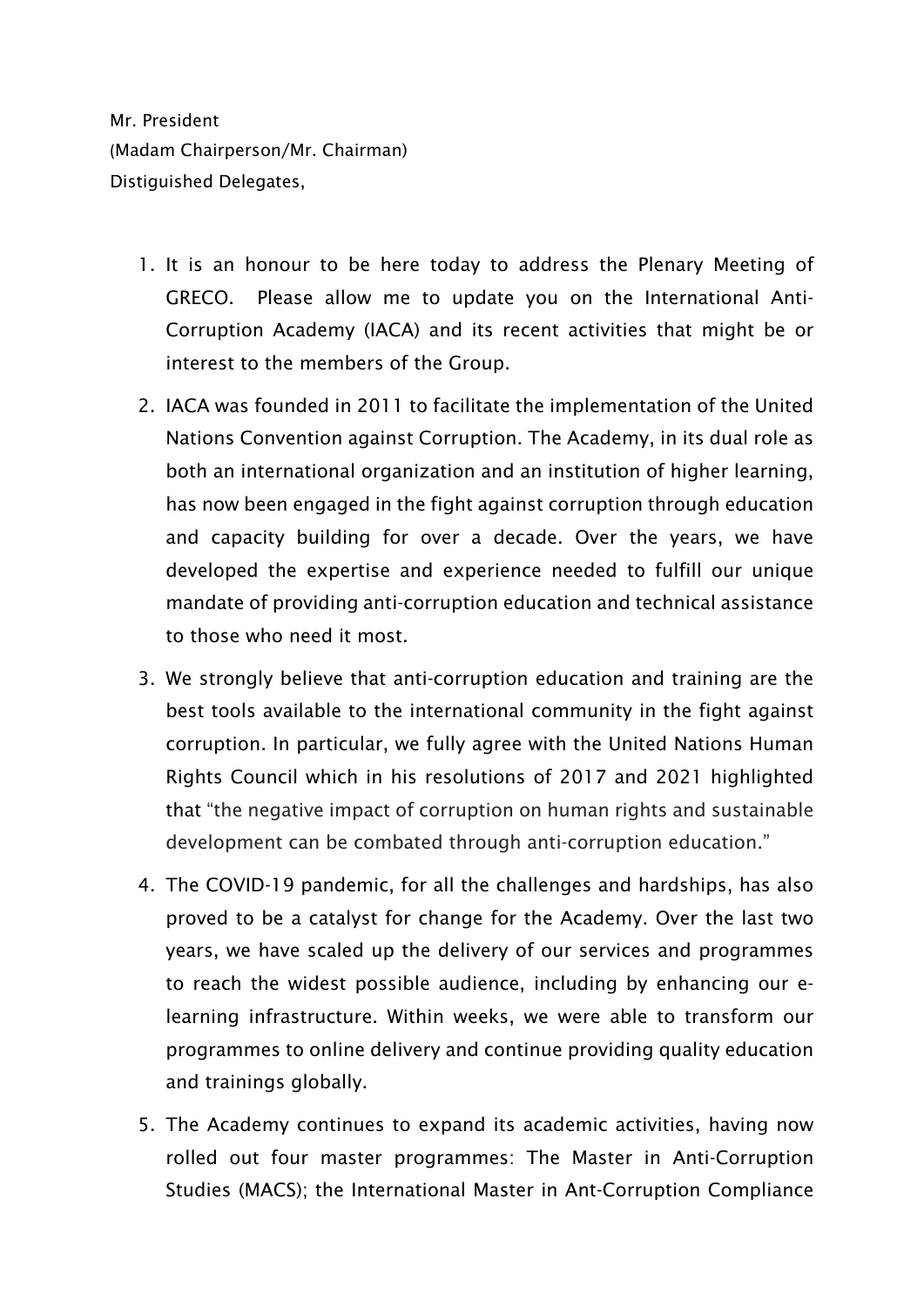Mr. President
(Madam Chairperson/Mr. Chairman)
Distiguished Delegates,

1. It is an honour to be here today to address the Plenary Meeting of GRECO. Please allow me to update you on the International Anti-Corruption Academy (IACA) and its recent activities that might be or interest to the members of the Group.
2. IACA was founded in 2011 to facilitate the implementation of the United Nations Convention against Corruption. The Academy, in its dual role as both an international organization and an institution of higher learning, has now been engaged in the fight against corruption through education and capacity building for over a decade. Over the years, we have developed the expertise and experience needed to fulfill our unique mandate of providing anti-corruption education and technical assistance to those who need it most.
3. We strongly believe that anti-corruption education and training are the best tools available to the international community in the fight against corruption. In particular, we fully agree with the United Nations Human Rights Council which in his resolutions of 2017 and 2021 highlighted that "the negative impact of corruption on human rights and sustainable development can be combated through anti-corruption education."
4. The COVID-19 pandemic, for all the challenges and hardships, has also proved to be a catalyst for change for the Academy. Over the last two years, we have scaled up the delivery of our services and programmes to reach the widest possible audience, including by enhancing our e-learning infrastructure. Within weeks, we were able to transform our programmes to online delivery and continue providing quality education and trainings globally.
5. The Academy continues to expand its academic activities, having now rolled out four master programmes: The Master in Anti-Corruption Studies (MACS); the International Master in Ant-Corruption Compliance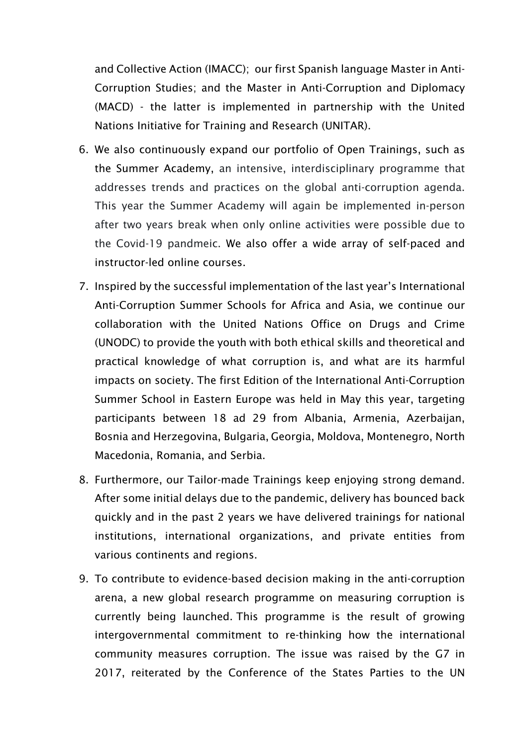and Collective Action (IMACC); our first Spanish language Master in Anti-Corruption Studies; and the Master in Anti-Corruption and Diplomacy (MACD) - the latter is implemented in partnership with the United Nations Initiative for Training and Research (UNITAR).

6. We also continuously expand our portfolio of Open Trainings, such as the Summer Academy, an intensive, interdisciplinary programme that addresses trends and practices on the global anti-corruption agenda. This year the Summer Academy will again be implemented in-person after two years break when only online activities were possible due to the Covid-19 pandmeic. We also offer a wide array of self-paced and instructor-led online courses.

7. Inspired by the successful implementation of the last year's International Anti-Corruption Summer Schools for Africa and Asia, we continue our collaboration with the United Nations Office on Drugs and Crime (UNODC) to provide the youth with both ethical skills and theoretical and practical knowledge of what corruption is, and what are its harmful impacts on society. The first Edition of the International Anti-Corruption Summer School in Eastern Europe was held in May this year, targeting participants between 18 ad 29 from Albania, Armenia, Azerbaijan, Bosnia and Herzegovina, Bulgaria, Georgia, Moldova, Montenegro, North Macedonia, Romania, and Serbia.

8. Furthermore, our Tailor-made Trainings keep enjoying strong demand. After some initial delays due to the pandemic, delivery has bounced back quickly and in the past 2 years we have delivered trainings for national institutions, international organizations, and private entities from various continents and regions.

9. To contribute to evidence-based decision making in the anti-corruption arena, a new global research programme on measuring corruption is currently being launched. This programme is the result of growing intergovernmental commitment to re-thinking how the international community measures corruption. The issue was raised by the G7 in 2017, reiterated by the Conference of the States Parties to the UN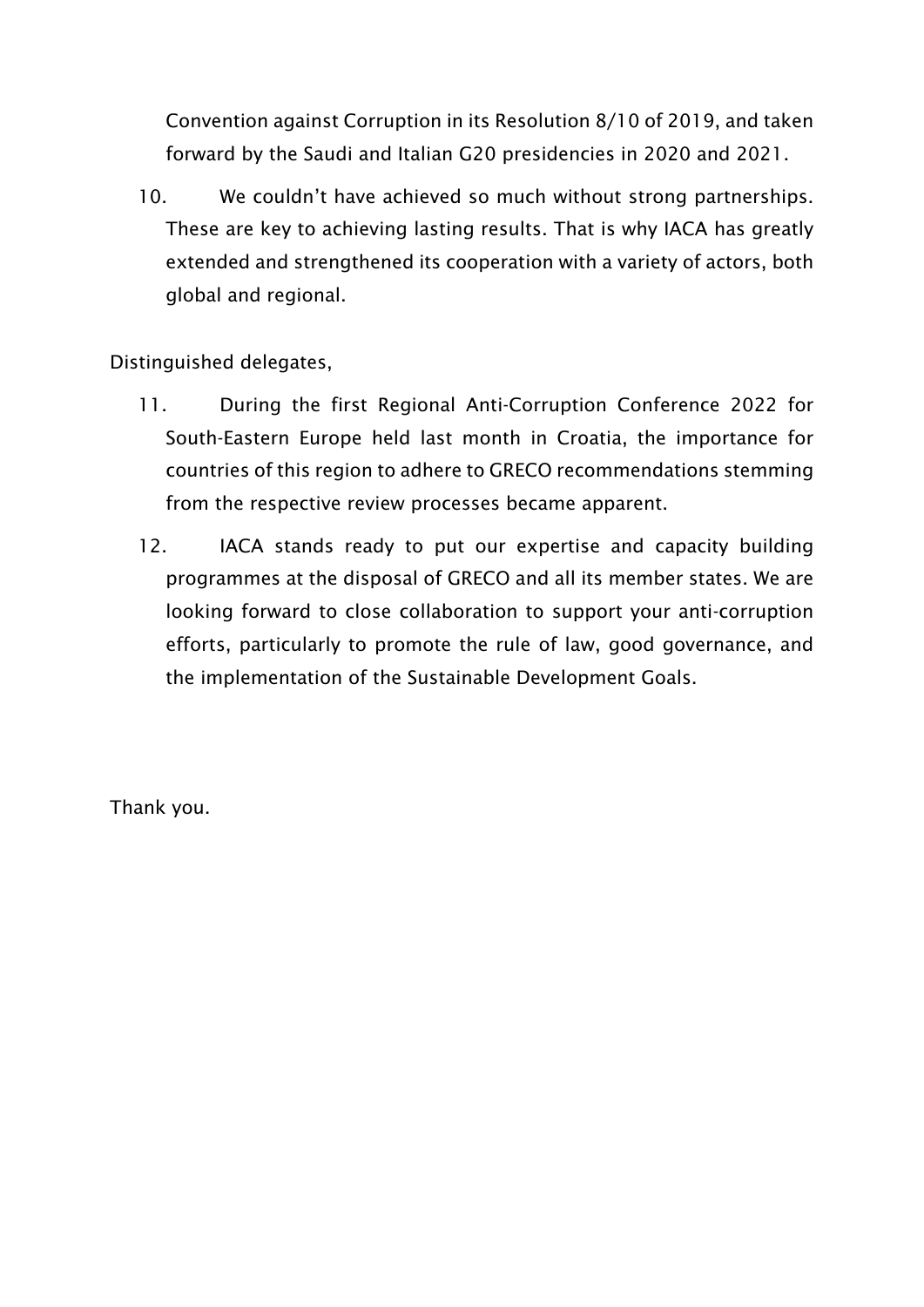Convention against Corruption in its Resolution 8/10 of 2019, and taken forward by the Saudi and Italian G20 presidencies in 2020 and 2021.

10. We couldn't have achieved so much without strong partnerships. These are key to achieving lasting results. That is why IACA has greatly extended and strengthened its cooperation with a variety of actors, both global and regional.

Distinguished delegates,

11. During the first Regional Anti-Corruption Conference 2022 for South-Eastern Europe held last month in Croatia, the importance for countries of this region to adhere to GRECO recommendations stemming from the respective review processes became apparent.

12. IACA stands ready to put our expertise and capacity building programmes at the disposal of GRECO and all its member states. We are looking forward to close collaboration to support your anti-corruption efforts, particularly to promote the rule of law, good governance, and the implementation of the Sustainable Development Goals.

Thank you.